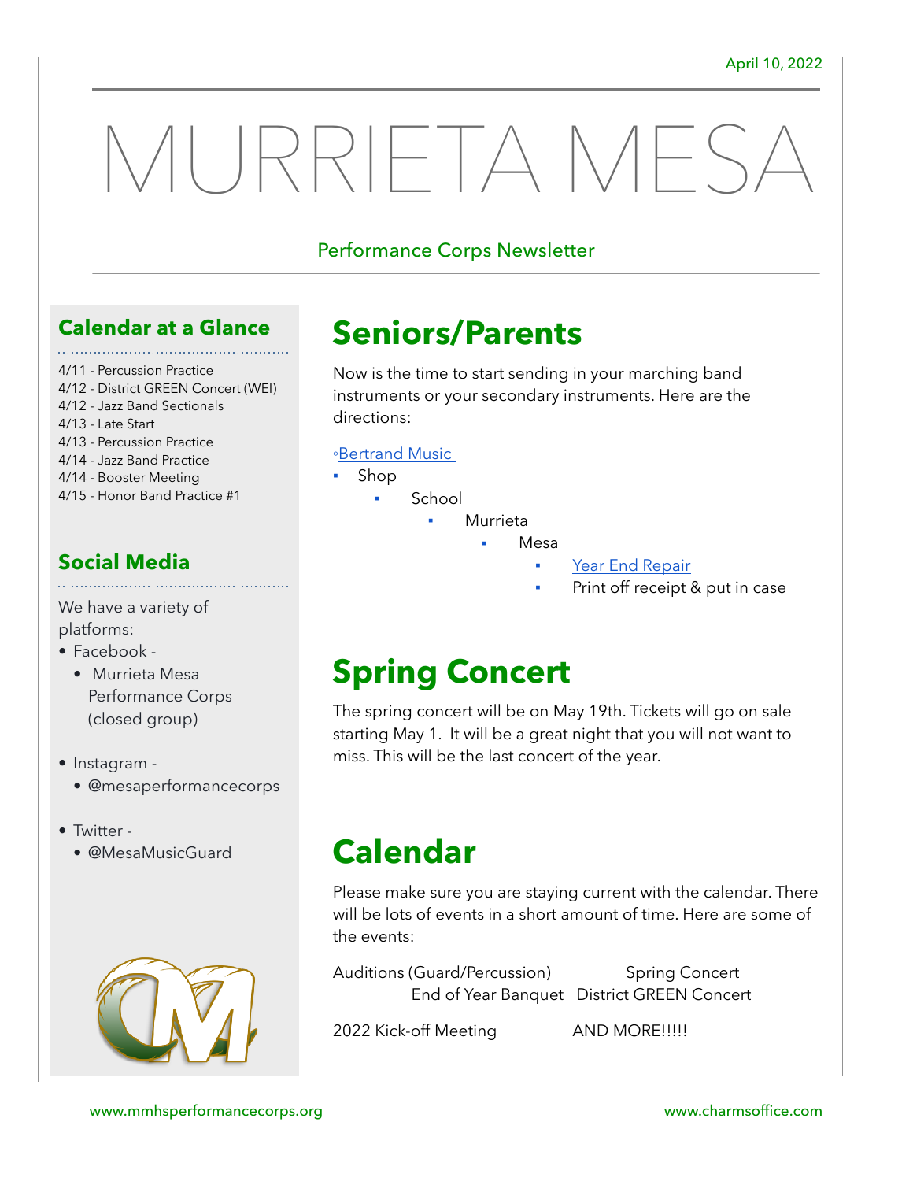April 10, 2022

# MURRIETA MESA

Performance Corps Newsletter

## Calendar at a Glance

4/11 - Percussion Practice
4/12 - District GREEN Concert (WEI)
4/12 - Jazz Band Sectionals
4/13 - Late Start
4/13 - Percussion Practice
4/14 - Jazz Band Practice
4/14 - Booster Meeting
4/15 - Honor Band Practice #1

## Social Media

We have a variety of platforms:

- Facebook -
  - Murrieta Mesa Performance Corps (closed group)
- Instagram -
  - @mesaperformancecorps
- Twitter -
  - @MesaMusicGuard

## Seniors/Parents

Now is the time to start sending in your marching band instruments or your secondary instruments. Here are the directions:

◦Bertrand Music
- Shop
  - School
    - Murrieta
      - Mesa
        - Year End Repair
        - Print off receipt & put in case

## Spring Concert

The spring concert will be on May 19th. Tickets will go on sale starting May 1. It will be a great night that you will not want to miss. This will be the last concert of the year.

## Calendar

Please make sure you are staying current with the calendar. There will be lots of events in a short amount of time. Here are some of the events:

Auditions (Guard/Percussion)
Spring Concert
End of Year Banquet
District GREEN Concert
2022 Kick-off Meeting
AND MORE!!!!!

www.mmhsperformancecorps.org

www.charmsoffice.com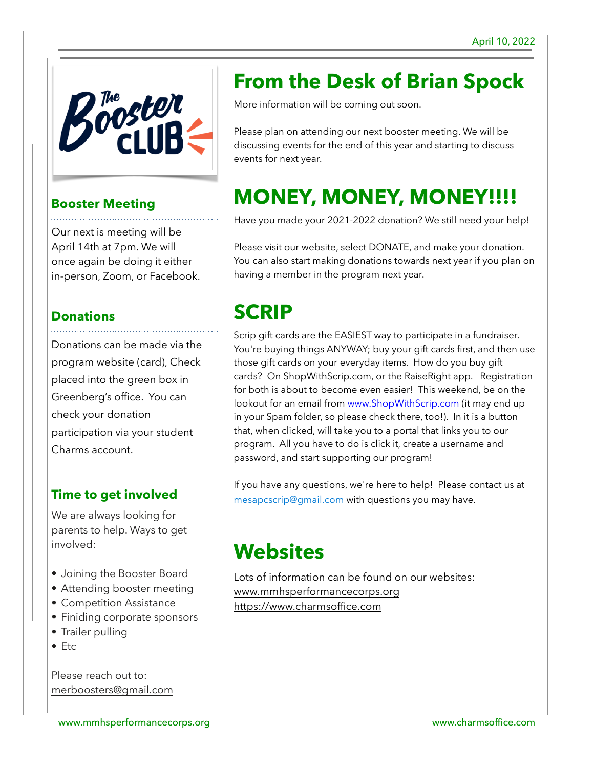April 10, 2022

## Booster Meeting

Our next is meeting will be April 14th at 7pm. We will once again be doing it either in-person, Zoom, or Facebook.

## Donations

Donations can be made via the program website (card), Check placed into the green box in Greenberg's office. You can check your donation participation via your student Charms account.

## Time to get involved

We are always looking for parents to help. Ways to get involved:

- Joining the Booster Board
- Attending booster meeting
- Competition Assistance
- Finiding corporate sponsors
- Trailer pulling
- Etc

Please reach out to: merboosters@gmail.com

# From the Desk of Brian Spock

More information will be coming out soon.

Please plan on attending our next booster meeting. We will be discussing events for the end of this year and starting to discuss events for next year.

# MONEY, MONEY, MONEY!!!!

Have you made your 2021-2022 donation? We still need your help!

Please visit our website, select DONATE, and make your donation. You can also start making donations towards next year if you plan on having a member in the program next year.

# SCRIP

Scrip gift cards are the EASIEST way to participate in a fundraiser. You're buying things ANYWAY; buy your gift cards first, and then use those gift cards on your everyday items. How do you buy gift cards? On ShopWithScrip.com, or the RaiseRight app. Registration for both is about to become even easier! This weekend, be on the lookout for an email from www.ShopWithScrip.com (it may end up in your Spam folder, so please check there, too!). In it is a button that, when clicked, will take you to a portal that links you to our program. All you have to do is click it, create a username and password, and start supporting our program!

If you have any questions, we're here to help! Please contact us at mesapcscrip@gmail.com with questions you may have.

# Websites

Lots of information can be found on our websites:
www.mmhsperformancecorps.org
https://www.charmsoffice.com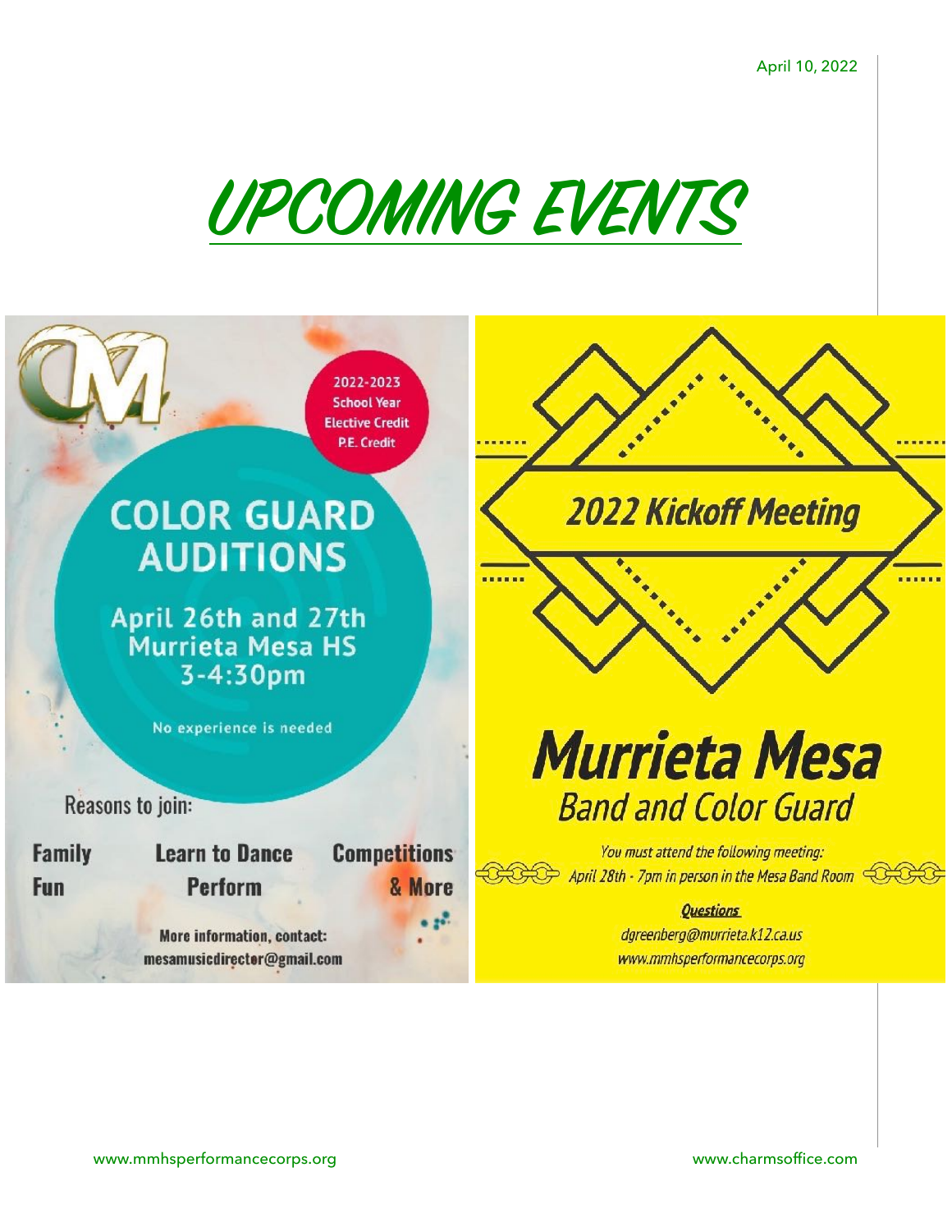April 10, 2022

# UPCOMING EVENTS

2022-2023 School Year
Elective Credit
P.E. Credit

## COLOR GUARD AUDITIONS

April 26th and 27th
Murrieta Mesa HS
3-4:30pm

No experience is needed

Reasons to join:

Family Fun

Learn to Dance

Perform

Competitions & More

More information, contact:
mesamusicdirector@gmail.com

## 2022 Kickoff Meeting

## Murrieta Mesa

### Band and Color Guard

*You must attend the following meeting:*

*April 28th - 7pm in person in the Mesa Band Room*

***Questions***

*dgreenberg@murrieta.k12.ca.us*

*www.mmhsperformancecorps.org*

www.mmhsperformancecorps.org www.charmsoffice.com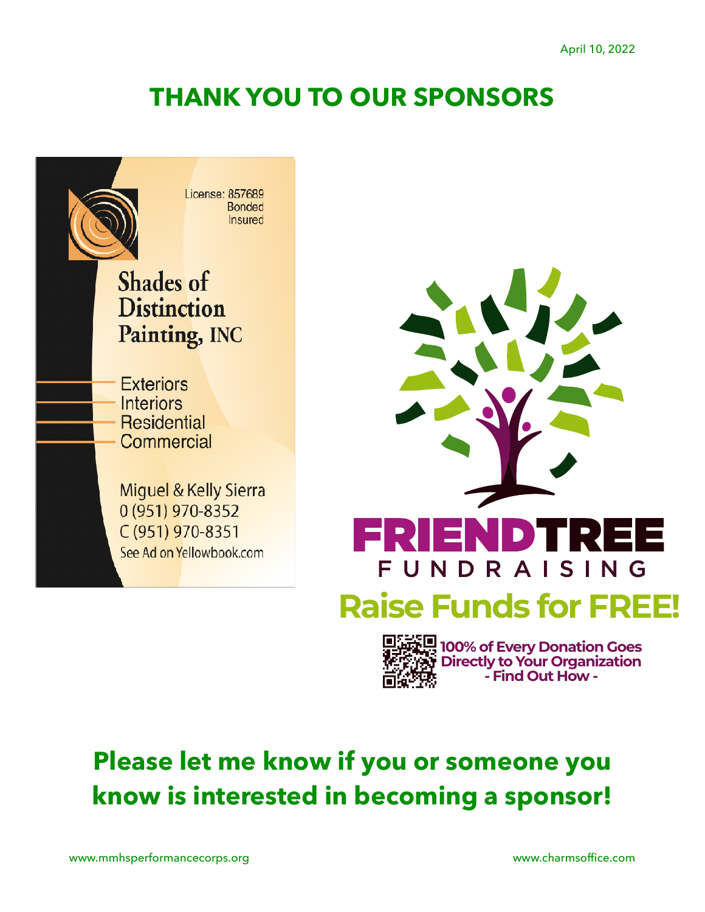April 10, 2022

# THANK YOU TO OUR SPONSORS

License: 857689
Bonded
Insured

Shades of Distinction Painting, INC

- Exteriors
- Interiors
- Residential
- Commercial

Miguel & Kelly Sierra
0 (951) 970-8352
C (951) 970-8351
See Ad on Yellowbook.com

FRIENDTREE
FUNDRAISING

Raise Funds for FREE!

100% of Every Donation Goes Directly to Your Organization
- Find Out How -

## Please let me know if you or someone you know is interested in becoming a sponsor!

www.mmhsperformancecorps.org

www.charmsoffice.com